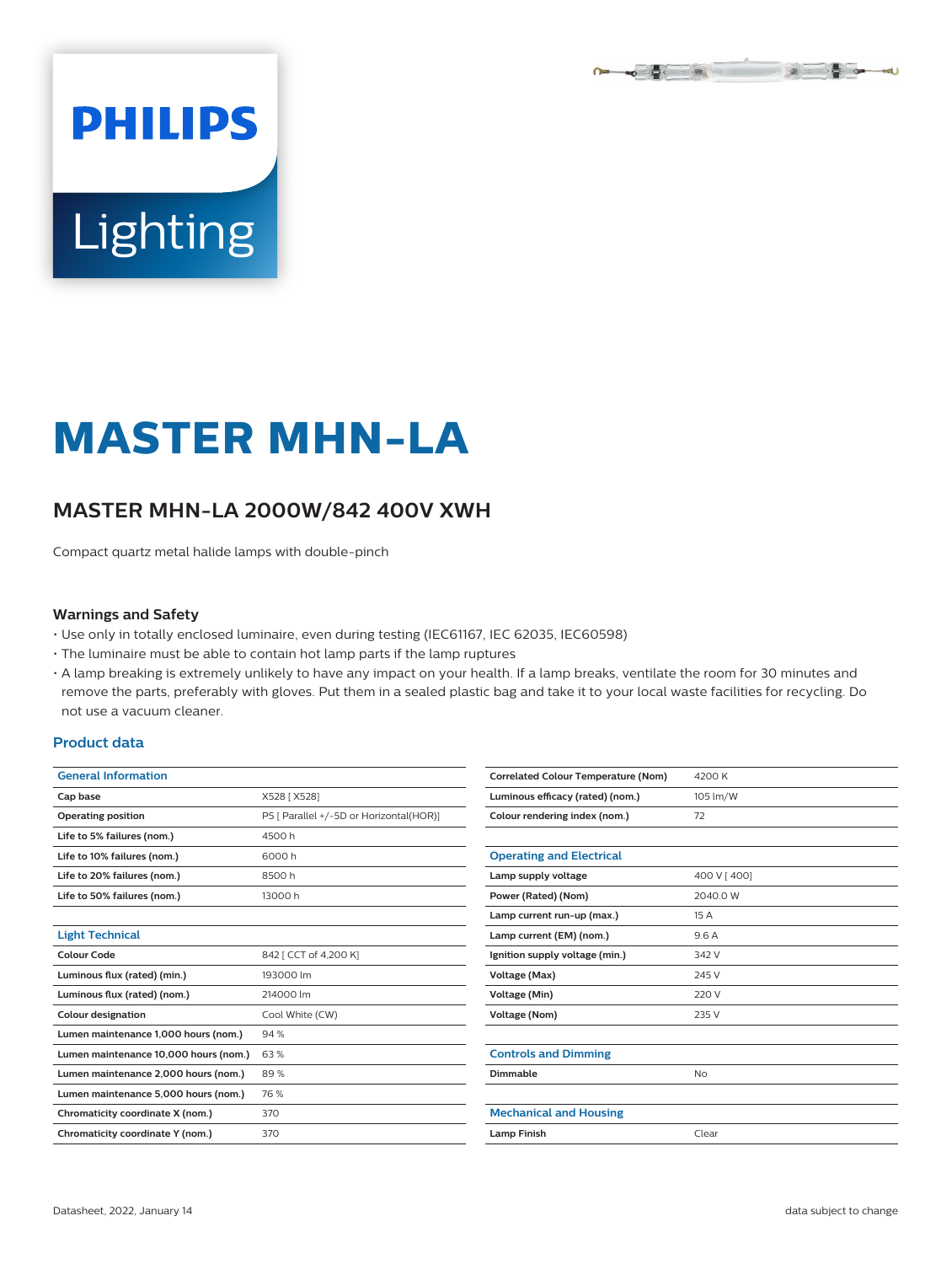PHILIPS

Lighting

# MASTER MHN-LA

## MASTER MHN-LA 2000W/842 400V XWH

Compact quartz metal halide lamps with double-pinch

### Warnings and Safety

- Use only in totally enclosed luminaire, even during testing (IEC61167, IEC 62035, IEC60598)
- The luminaire must be able to contain hot lamp parts if the lamp ruptures
- A lamp breaking is extremely unlikely to have any impact on your health. If a lamp breaks, ventilate the room for 30 minutes and remove the parts, preferably with gloves. Put them in a sealed plastic bag and take it to your local waste facilities for recycling. Do not use a vacuum cleaner.

### Product data

| General Information | |
|---|---|
| **Cap base** | X528 [ X528] |
| **Operating position** | P5 [ Parallel +/-5D or Horizontal(HOR)] |
| **Life to 5% failures (nom.)** | 4500 h |
| **Life to 10% failures (nom.)** | 6000 h |
| **Life to 20% failures (nom.)** | 8500 h |
| **Life to 50% failures (nom.)** | 13000 h |

| Light Technical | |
|---|---|
| **Colour Code** | 842 [ CCT of 4,200 K] |
| **Luminous flux (rated) (min.)** | 193000 lm |
| **Luminous flux (rated) (nom.)** | 214000 lm |
| **Colour designation** | Cool White (CW) |
| **Lumen maintenance 1,000 hours (nom.)** | 94 % |
| **Lumen maintenance 10,000 hours (nom.)** | 63 % |
| **Lumen maintenance 2,000 hours (nom.)** | 89 % |
| **Lumen maintenance 5,000 hours (nom.)** | 76 % |
| **Chromaticity coordinate X (nom.)** | 370 |
| **Chromaticity coordinate Y (nom.)** | 370 |
| **Correlated Colour Temperature (Nom)** | 4200 K |
| **Luminous efficacy (rated) (nom.)** | 105 lm/W |
| **Colour rendering index (nom.)** | 72 |

| Operating and Electrical | |
|---|---|
| **Lamp supply voltage** | 400 V [ 400] |
| **Power (Rated) (Nom)** | 2040.0 W |
| **Lamp current run-up (max.)** | 15 A |
| **Lamp current (EM) (nom.)** | 9.6 A |
| **Ignition supply voltage (min.)** | 342 V |
| **Voltage (Max)** | 245 V |
| **Voltage (Min)** | 220 V |
| **Voltage (Nom)** | 235 V |

| Controls and Dimming | |
|---|---|
| **Dimmable** | No |

| Mechanical and Housing | |
|---|---|
| **Lamp Finish** | Clear |

Datasheet, 2022, January 14 — data subject to change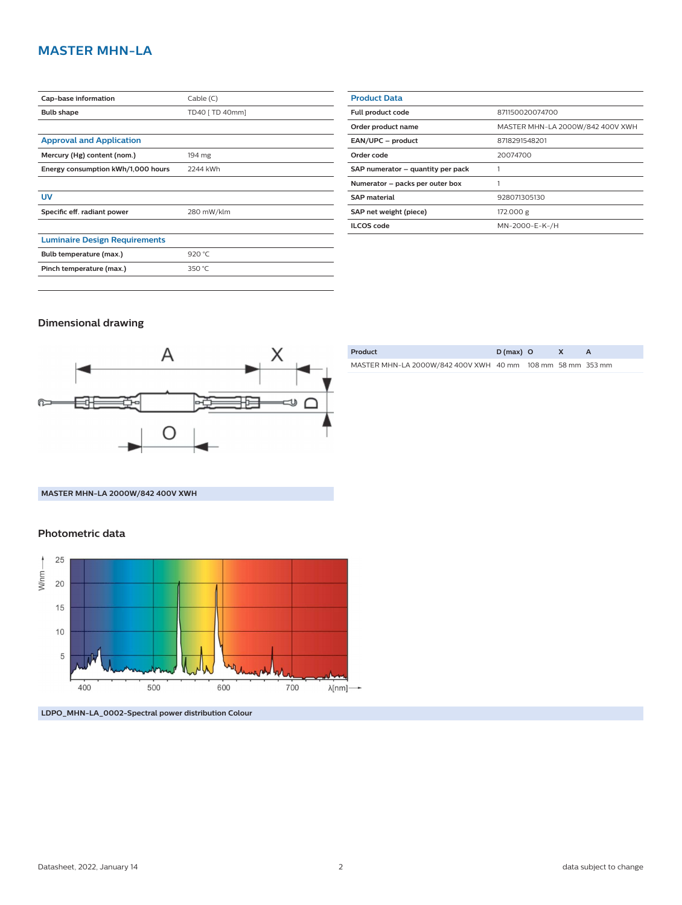# MASTER MHN-LA

| | |
|---|---|
| Cap-base information | Cable (C) |
| Bulb shape | TD40 [ TD 40mm] |

### Approval and Application

| | |
|---|---|
| Mercury (Hg) content (nom.) | 194 mg |
| Energy consumption kWh/1,000 hours | 2244 kWh |

### UV

| | |
|---|---|
| Specific eff. radiant power | 280 mW/klm |

### Luminaire Design Requirements

| | |
|---|---|
| Bulb temperature (max.) | 920 °C |
| Pinch temperature (max.) | 350 °C |

### Product Data

| | |
|---|---|
| Full product code | 871150020074700 |
| Order product name | MASTER MHN-LA 2000W/842 400V XWH |
| EAN/UPC – product | 8718291548201 |
| Order code | 20074700 |
| SAP numerator – quantity per pack | 1 |
| Numerator – packs per outer box | 1 |
| SAP material | 928071305130 |
| SAP net weight (piece) | 172.000 g |
| ILCOS code | MN-2000-E-K-/H |

## Dimensional drawing

MASTER MHN-LA 2000W/842 400V XWH

| Product | D (max) | O | X | A |
|---|---|---|---|---|
| MASTER MHN-LA 2000W/842 400V XWH | 40 mm | 108 mm | 58 mm | 353 mm |

## Photometric data

LDPO_MHN-LA_0002-Spectral power distribution Colour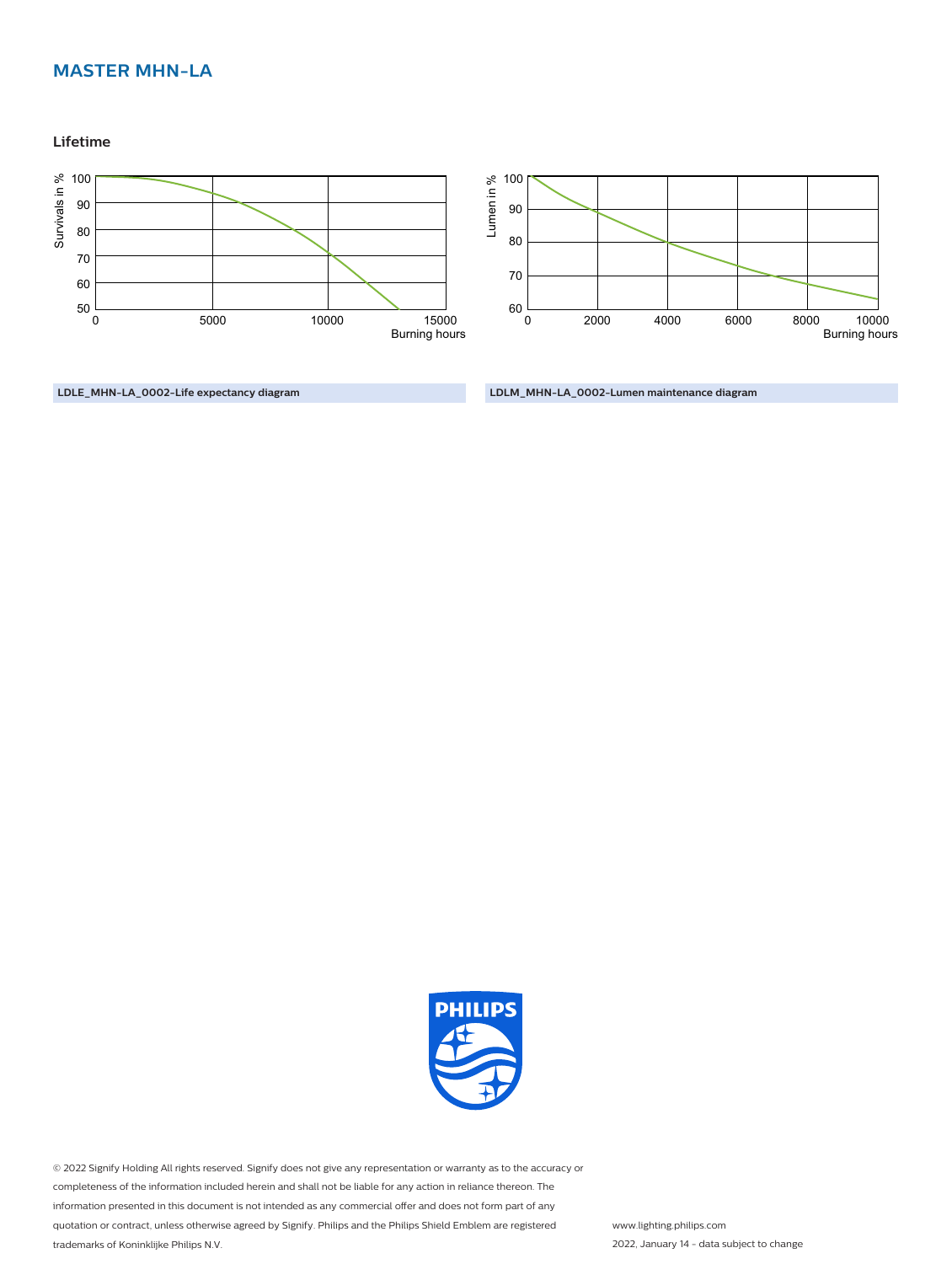# MASTER MHN-LA

## Lifetime

Survivals in %
100
90
80
70
60
50
0
5000
10000
15000
Burning hours

Lumen in %
100
90
80
70
60
0
2000
4000
6000
8000
10000
Burning hours

**LDLE_MHN-LA_0002-Life expectancy diagram**

**LDLM_MHN-LA_0002-Lumen maintenance diagram**

© 2022 Signify Holding All rights reserved. Signify does not give any representation or warranty as to the accuracy or completeness of the information included herein and shall not be liable for any action in reliance thereon. The information presented in this document is not intended as any commercial offer and does not form part of any quotation or contract, unless otherwise agreed by Signify. Philips and the Philips Shield Emblem are registered trademarks of Koninklijke Philips N.V.

www.lighting.philips.com

2022, January 14 - data subject to change